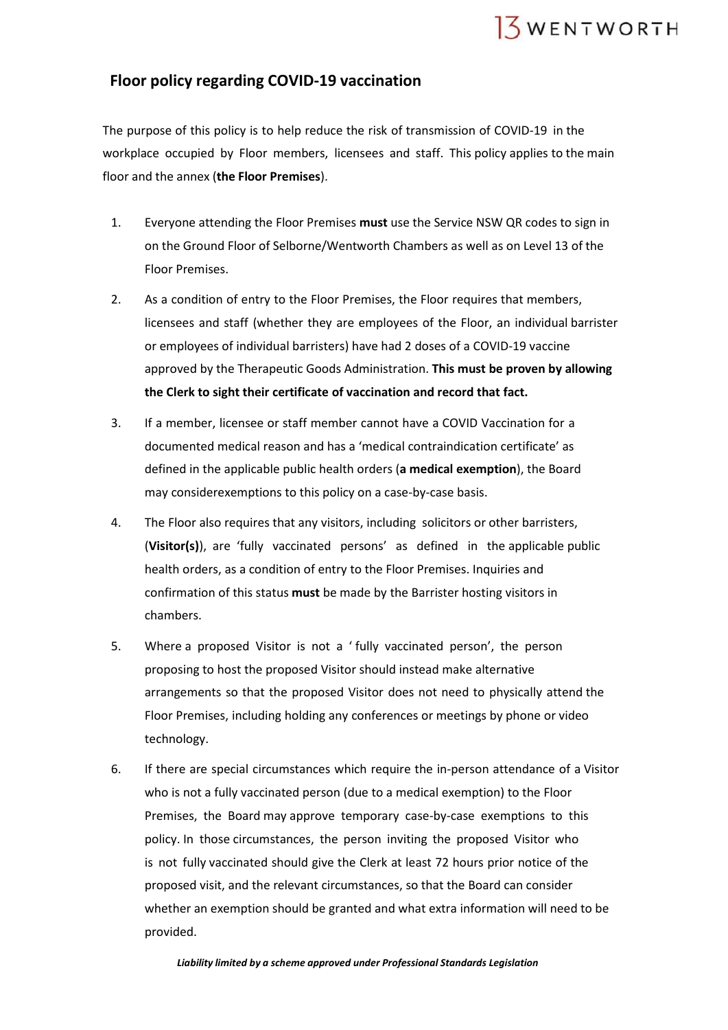## Floor policy regarding COVID-19 vaccination

The purpose of this policy is to help reduce the risk of transmission of COVID-19 in the workplace occupied by Floor members, licensees and staff. This policy applies to the main floor and the annex (**the Floor Premises**).

1. Everyone attending the Floor Premises **must** use the Service NSW QR codes to sign in on the Ground Floor of Selborne/Wentworth Chambers as well as on Level 13 of the Floor Premises.

2. As a condition of entry to the Floor Premises, the Floor requires that members, licensees and staff (whether they are employees of the Floor, an individual barrister or employees of individual barristers) have had 2 doses of a COVID-19 vaccine approved by the Therapeutic Goods Administration. **This must be proven by allowing the Clerk to sight their certificate of vaccination and record that fact.**

3. If a member, licensee or staff member cannot have a COVID Vaccination for a documented medical reason and has a 'medical contraindication certificate' as defined in the applicable public health orders (**a medical exemption**), the Board may considerexemptions to this policy on a case-by-case basis.

4. The Floor also requires that any visitors, including solicitors or other barristers, (**Visitor(s)**), are 'fully vaccinated persons' as defined in the applicable public health orders, as a condition of entry to the Floor Premises. Inquiries and confirmation of this status **must** be made by the Barrister hosting visitors in chambers.

5. Where a proposed Visitor is not a ' fully vaccinated person', the person proposing to host the proposed Visitor should instead make alternative arrangements so that the proposed Visitor does not need to physically attend the Floor Premises, including holding any conferences or meetings by phone or video technology.

6. If there are special circumstances which require the in-person attendance of a Visitor who is not a fully vaccinated person (due to a medical exemption) to the Floor Premises, the Board may approve temporary case-by-case exemptions to this policy. In those circumstances, the person inviting the proposed Visitor who is not fully vaccinated should give the Clerk at least 72 hours prior notice of the proposed visit, and the relevant circumstances, so that the Board can consider whether an exemption should be granted and what extra information will need to be provided.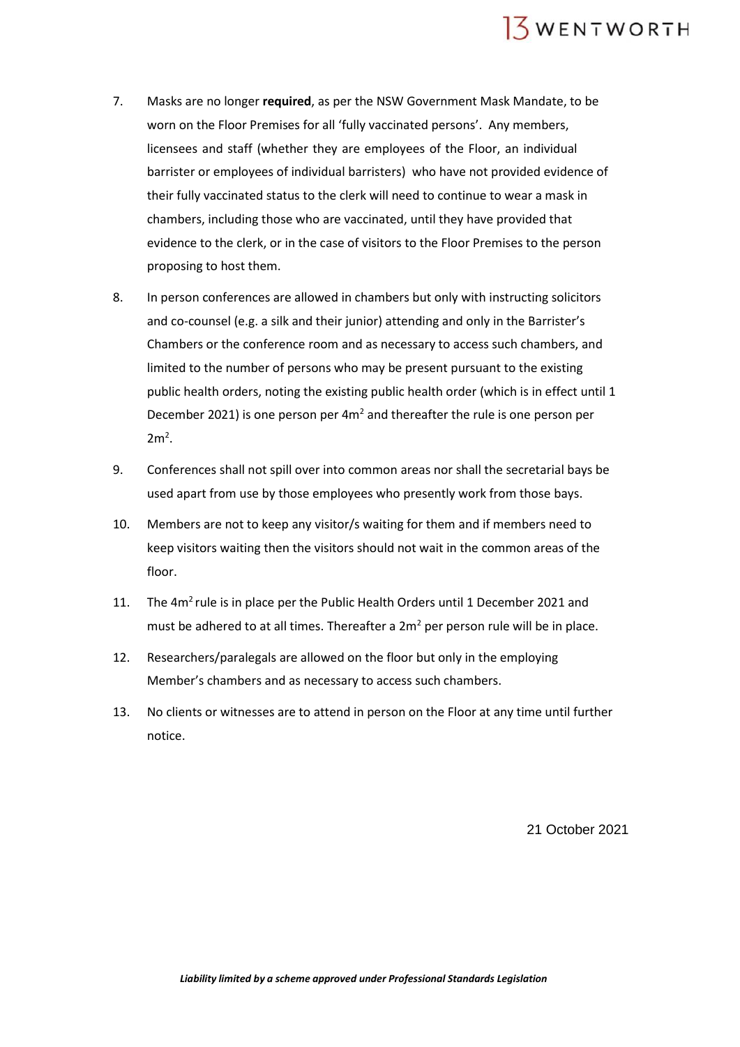7. Masks are no longer **required**, as per the NSW Government Mask Mandate, to be worn on the Floor Premises for all 'fully vaccinated persons'. Any members, licensees and staff (whether they are employees of the Floor, an individual barrister or employees of individual barristers) who have not provided evidence of their fully vaccinated status to the clerk will need to continue to wear a mask in chambers, including those who are vaccinated, until they have provided that evidence to the clerk, or in the case of visitors to the Floor Premises to the person proposing to host them.

8. In person conferences are allowed in chambers but only with instructing solicitors and co-counsel (e.g. a silk and their junior) attending and only in the Barrister's Chambers or the conference room and as necessary to access such chambers, and limited to the number of persons who may be present pursuant to the existing public health orders, noting the existing public health order (which is in effect until 1 December 2021) is one person per $4m^2$ and thereafter the rule is one person per $2m^2$.

9. Conferences shall not spill over into common areas nor shall the secretarial bays be used apart from use by those employees who presently work from those bays.

10. Members are not to keep any visitor/s waiting for them and if members need to keep visitors waiting then the visitors should not wait in the common areas of the floor.

11. The $4m^2$ rule is in place per the Public Health Orders until 1 December 2021 and must be adhered to at all times. Thereafter a $2m^2$ per person rule will be in place.

12. Researchers/paralegals are allowed on the floor but only in the employing Member's chambers and as necessary to access such chambers.

13. No clients or witnesses are to attend in person on the Floor at any time until further notice.

21 October 2021